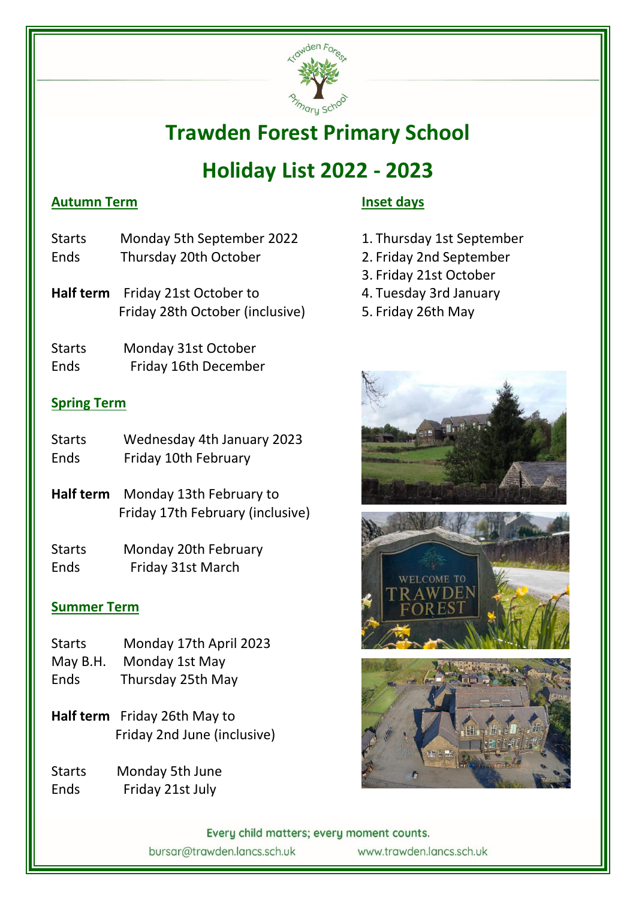# Trawden Forest Primary School

## Holiday List 2022 - 2023

### Autumn Term

Starts Monday 5th September 2022
Ends Thursday 20th October

**Half term** Friday 21st October to Friday 28th October (inclusive)

Starts Monday 31st October
Ends Friday 16th December

### Spring Term

Starts Wednesday 4th January 2023
Ends Friday 10th February

**Half term** Monday 13th February to Friday 17th February (inclusive)

Starts Monday 20th February
Ends Friday 31st March

### Summer Term

Starts Monday 17th April 2023
May B.H. Monday 1st May
Ends Thursday 25th May

**Half term** Friday 26th May to Friday 2nd June (inclusive)

Starts Monday 5th June
Ends Friday 21st July

### Inset days

1. Thursday 1st September
2. Friday 2nd September
3. Friday 21st October
4. Tuesday 3rd January
5. Friday 26th May

Every child matters; every moment counts.

bursar@trawden.lancs.sch.uk www.trawden.lancs.sch.uk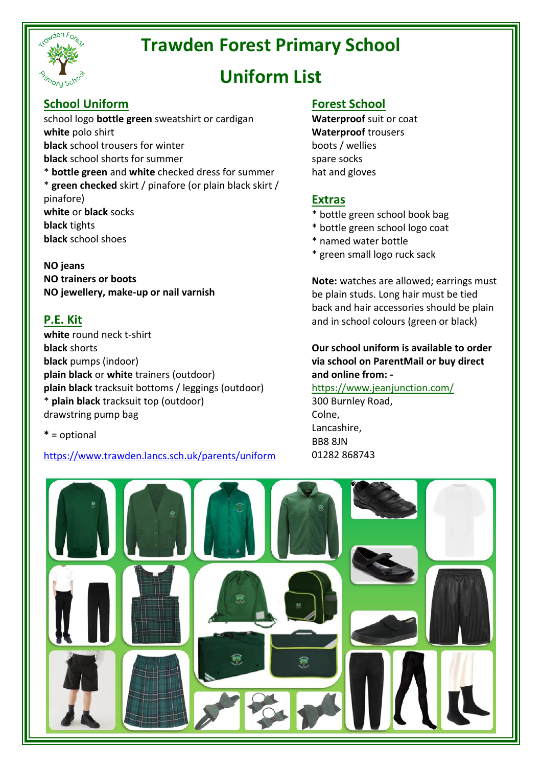# Trawden Forest Primary School

# Uniform List

## School Uniform

school logo **bottle green** sweatshirt or cardigan
**white** polo shirt
**black** school trousers for winter
**black** school shorts for summer
* **bottle green** and **white** checked dress for summer
* **green checked** skirt / pinafore (or plain black skirt / pinafore)
**white** or **black** socks
**black** tights
**black** school shoes

**NO jeans**
**NO trainers or boots**
**NO jewellery, make-up or nail varnish**

## P.E. Kit

**white** round neck t-shirt
**black** shorts
**black** pumps (indoor)
**plain black** or **white** trainers (outdoor)
**plain black** tracksuit bottoms / leggings (outdoor)
* **plain black** tracksuit top (outdoor)
drawstring pump bag

**\*** = optional

https://www.trawden.lancs.sch.uk/parents/uniform

## Forest School

**Waterproof** suit or coat
**Waterproof** trousers
boots / wellies
spare socks
hat and gloves

## Extras

* bottle green school book bag
* bottle green school logo coat
* named water bottle
* green small logo ruck sack

**Note:** watches are allowed; earrings must be plain studs. Long hair must be tied back and hair accessories should be plain and in school colours (green or black)

**Our school uniform is available to order via school on ParentMail or buy direct and online from: -**
https://www.jeanjunction.com/
300 Burnley Road,
Colne,
Lancashire,
BB8 8JN
01282 868743